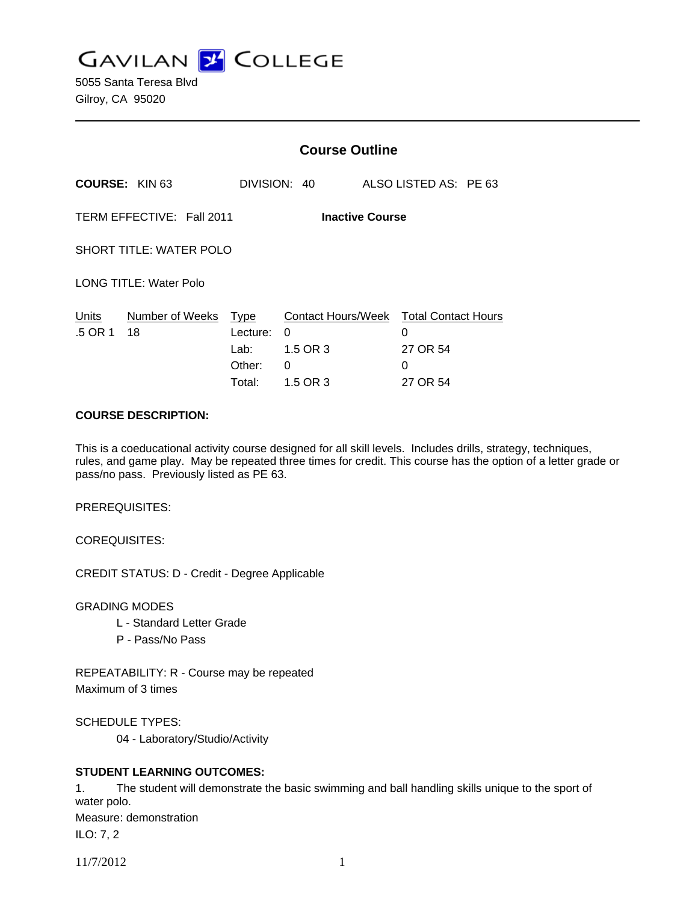GAVILAN COLLEGE

5055 Santa Teresa Blvd
Gilroy, CA 95020

---

## Course Outline

**COURSE:** KIN 63 DIVISION: 40 ALSO LISTED AS: PE 63

TERM EFFECTIVE: Fall 2011 **Inactive Course**

SHORT TITLE: WATER POLO

LONG TITLE: Water Polo

| Units | Number of Weeks | Type | Contact Hours/Week | Total Contact Hours |
|---|---|---|---|---|
| .5 OR 1 | 18 | Lecture: | 0 | 0 |
| | | Lab: | 1.5 OR 3 | 27 OR 54 |
| | | Other: | 0 | 0 |
| | | Total: | 1.5 OR 3 | 27 OR 54 |

**COURSE DESCRIPTION:**

This is a coeducational activity course designed for all skill levels. Includes drills, strategy, techniques, rules, and game play. May be repeated three times for credit. This course has the option of a letter grade or pass/no pass. Previously listed as PE 63.

PREREQUISITES:

COREQUISITES:

CREDIT STATUS: D - Credit - Degree Applicable

GRADING MODES

L - Standard Letter Grade
P - Pass/No Pass

REPEATABILITY: R - Course may be repeated
Maximum of 3 times

SCHEDULE TYPES:

04 - Laboratory/Studio/Activity

**STUDENT LEARNING OUTCOMES:**

1. The student will demonstrate the basic swimming and ball handling skills unique to the sport of water polo.
Measure: demonstration
ILO: 7, 2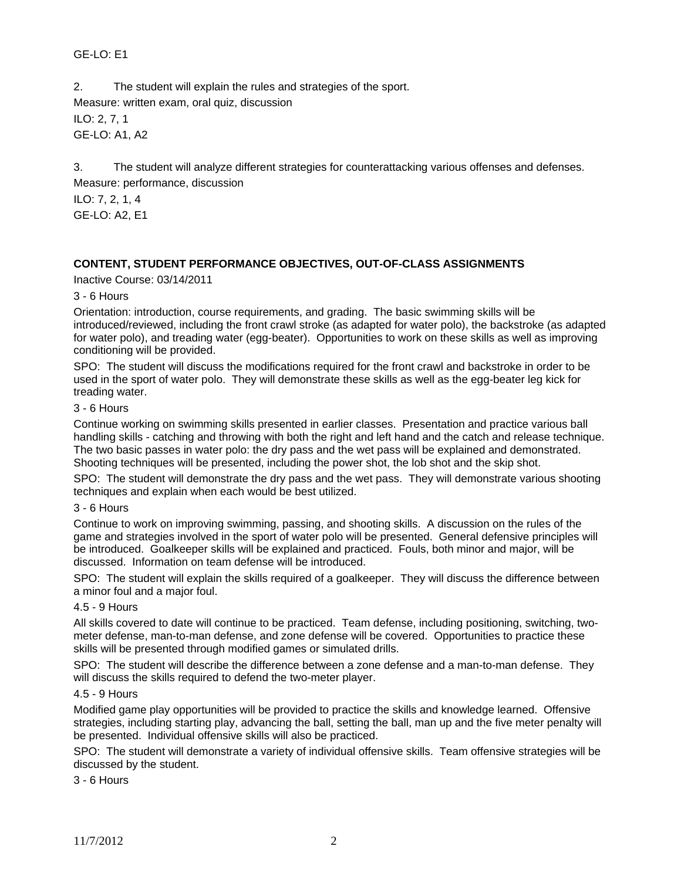GE-LO: E1

2. The student will explain the rules and strategies of the sport.

Measure: written exam, oral quiz, discussion

ILO: 2, 7, 1

GE-LO: A1, A2

3. The student will analyze different strategies for counterattacking various offenses and defenses.

Measure: performance, discussion

ILO: 7, 2, 1, 4

GE-LO: A2, E1

**CONTENT, STUDENT PERFORMANCE OBJECTIVES, OUT-OF-CLASS ASSIGNMENTS**

Inactive Course: 03/14/2011

3 - 6 Hours

Orientation: introduction, course requirements, and grading. The basic swimming skills will be introduced/reviewed, including the front crawl stroke (as adapted for water polo), the backstroke (as adapted for water polo), and treading water (egg-beater). Opportunities to work on these skills as well as improving conditioning will be provided.

SPO: The student will discuss the modifications required for the front crawl and backstroke in order to be used in the sport of water polo. They will demonstrate these skills as well as the egg-beater leg kick for treading water.

3 - 6 Hours

Continue working on swimming skills presented in earlier classes. Presentation and practice various ball handling skills - catching and throwing with both the right and left hand and the catch and release technique. The two basic passes in water polo: the dry pass and the wet pass will be explained and demonstrated. Shooting techniques will be presented, including the power shot, the lob shot and the skip shot.

SPO: The student will demonstrate the dry pass and the wet pass. They will demonstrate various shooting techniques and explain when each would be best utilized.

3 - 6 Hours

Continue to work on improving swimming, passing, and shooting skills. A discussion on the rules of the game and strategies involved in the sport of water polo will be presented. General defensive principles will be introduced. Goalkeeper skills will be explained and practiced. Fouls, both minor and major, will be discussed. Information on team defense will be introduced.

SPO: The student will explain the skills required of a goalkeeper. They will discuss the difference between a minor foul and a major foul.

4.5 - 9 Hours

All skills covered to date will continue to be practiced. Team defense, including positioning, switching, two-meter defense, man-to-man defense, and zone defense will be covered. Opportunities to practice these skills will be presented through modified games or simulated drills.

SPO: The student will describe the difference between a zone defense and a man-to-man defense. They will discuss the skills required to defend the two-meter player.

4.5 - 9 Hours

Modified game play opportunities will be provided to practice the skills and knowledge learned. Offensive strategies, including starting play, advancing the ball, setting the ball, man up and the five meter penalty will be presented. Individual offensive skills will also be practiced.

SPO: The student will demonstrate a variety of individual offensive skills. Team offensive strategies will be discussed by the student.

3 - 6 Hours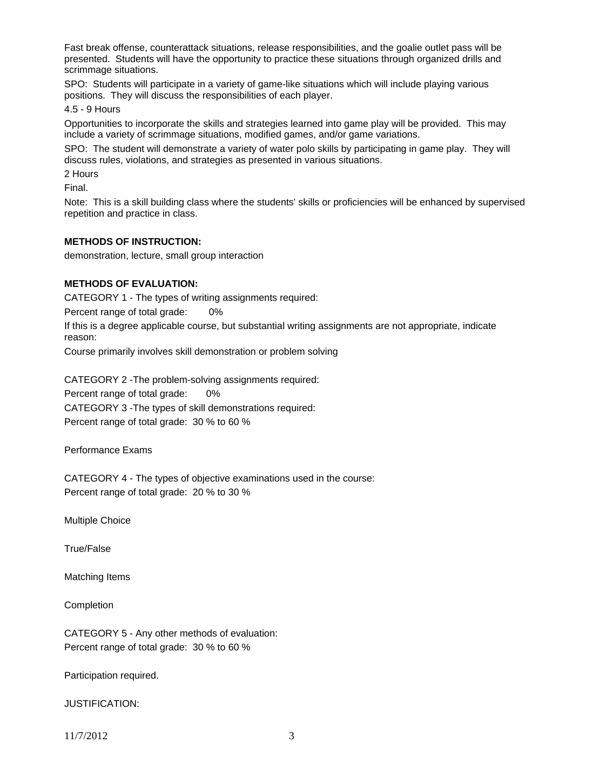Fast break offense, counterattack situations, release responsibilities, and the goalie outlet pass will be presented. Students will have the opportunity to practice these situations through organized drills and scrimmage situations.

SPO: Students will participate in a variety of game-like situations which will include playing various positions. They will discuss the responsibilities of each player.

4.5 - 9 Hours

Opportunities to incorporate the skills and strategies learned into game play will be provided. This may include a variety of scrimmage situations, modified games, and/or game variations.

SPO: The student will demonstrate a variety of water polo skills by participating in game play. They will discuss rules, violations, and strategies as presented in various situations.

2 Hours

Final.

Note: This is a skill building class where the students' skills or proficiencies will be enhanced by supervised repetition and practice in class.

**METHODS OF INSTRUCTION:**

demonstration, lecture, small group interaction

**METHODS OF EVALUATION:**

CATEGORY 1 - The types of writing assignments required:

Percent range of total grade: 0%

If this is a degree applicable course, but substantial writing assignments are not appropriate, indicate reason:

Course primarily involves skill demonstration or problem solving

CATEGORY 2 -The problem-solving assignments required:

Percent range of total grade: 0%

CATEGORY 3 -The types of skill demonstrations required:

Percent range of total grade: 30 % to 60 %

Performance Exams

CATEGORY 4 - The types of objective examinations used in the course:

Percent range of total grade: 20 % to 30 %

Multiple Choice

True/False

Matching Items

Completion

CATEGORY 5 - Any other methods of evaluation:

Percent range of total grade: 30 % to 60 %

Participation required.

JUSTIFICATION: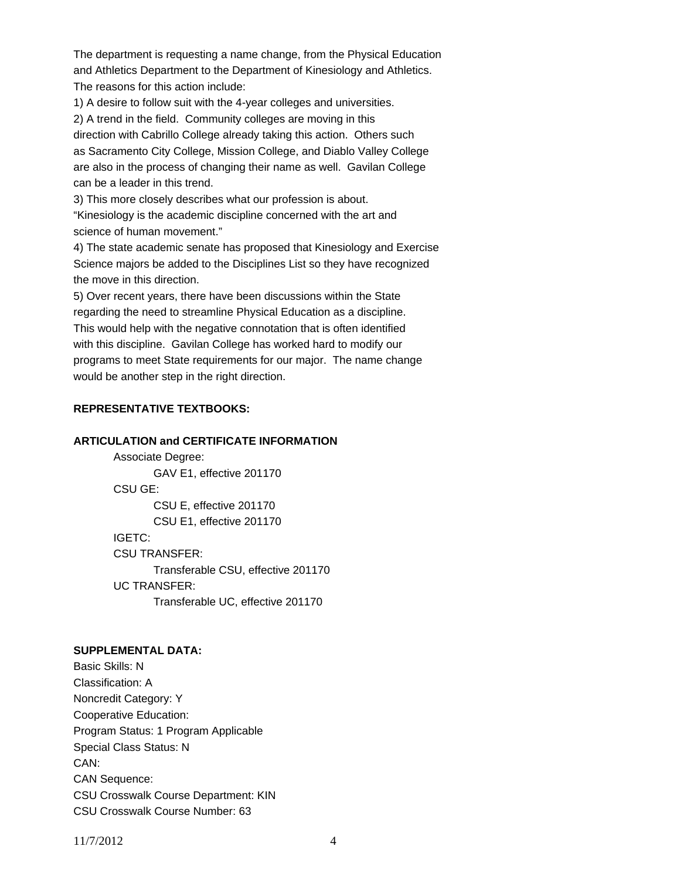The department is requesting a name change, from the Physical Education and Athletics Department to the Department of Kinesiology and Athletics. The reasons for this action include:

1) A desire to follow suit with the 4-year colleges and universities.
2) A trend in the field. Community colleges are moving in this direction with Cabrillo College already taking this action. Others such as Sacramento City College, Mission College, and Diablo Valley College are also in the process of changing their name as well. Gavilan College can be a leader in this trend.
3) This more closely describes what our profession is about. "Kinesiology is the academic discipline concerned with the art and science of human movement."
4) The state academic senate has proposed that Kinesiology and Exercise Science majors be added to the Disciplines List so they have recognized the move in this direction.
5) Over recent years, there have been discussions within the State regarding the need to streamline Physical Education as a discipline. This would help with the negative connotation that is often identified with this discipline. Gavilan College has worked hard to modify our programs to meet State requirements for our major. The name change would be another step in the right direction.

**REPRESENTATIVE TEXTBOOKS:**

**ARTICULATION and CERTIFICATE INFORMATION**

- Associate Degree:
  - GAV E1, effective 201170
- CSU GE:
  - CSU E, effective 201170
  - CSU E1, effective 201170
- IGETC:
- CSU TRANSFER:
  - Transferable CSU, effective 201170
- UC TRANSFER:
  - Transferable UC, effective 201170

**SUPPLEMENTAL DATA:**

Basic Skills: N
Classification: A
Noncredit Category: Y
Cooperative Education:
Program Status: 1 Program Applicable
Special Class Status: N
CAN:
CAN Sequence:
CSU Crosswalk Course Department: KIN
CSU Crosswalk Course Number: 63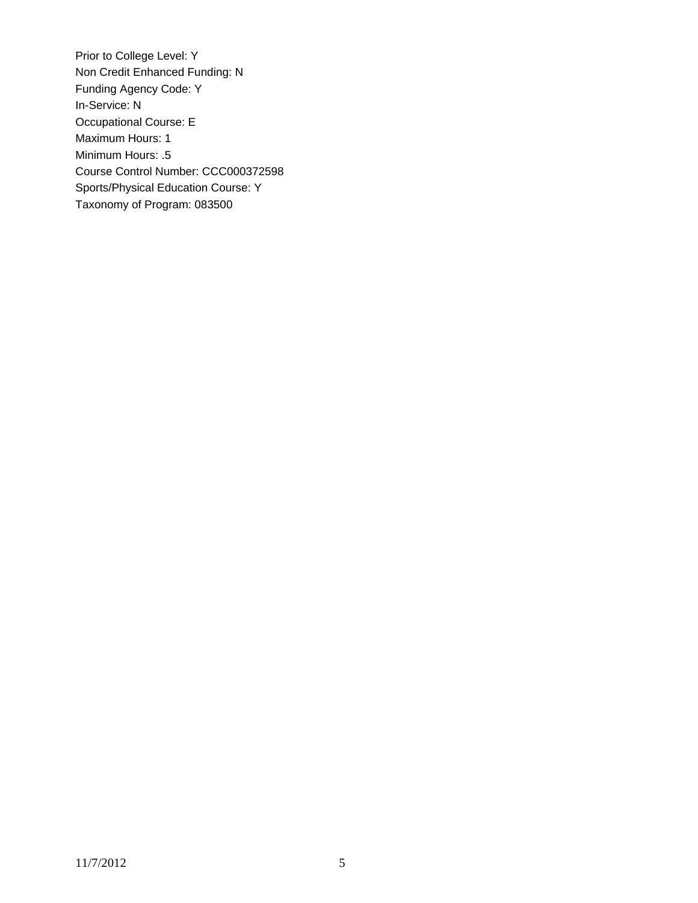Prior to College Level: Y
Non Credit Enhanced Funding: N
Funding Agency Code: Y
In-Service: N
Occupational Course: E
Maximum Hours: 1
Minimum Hours: .5
Course Control Number: CCC000372598
Sports/Physical Education Course: Y
Taxonomy of Program: 083500